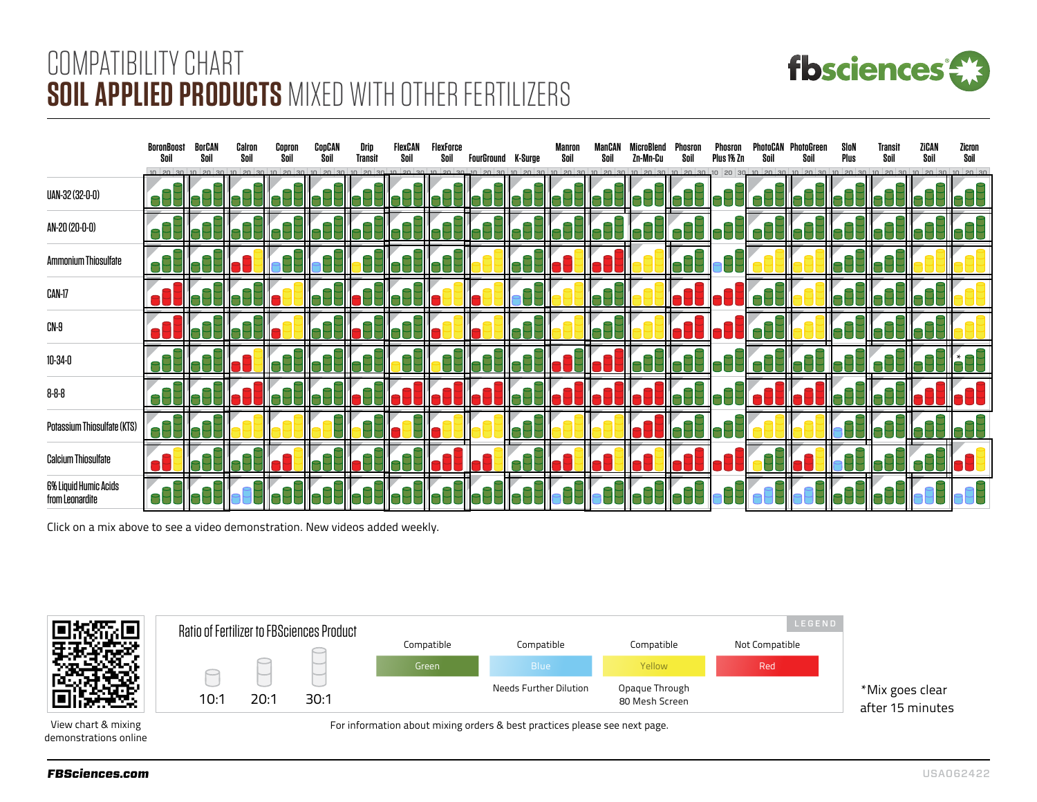# COMPATIBILITY CHART

## SOIL APPLIED PRODUCTS MIXED WITH OTHER FERTILIZERS

Colors are listed in ratio order 10:1 / 20:1 / 30:1 (G = Green, B = Blue, Y = Yellow, R = Red).

| | BoronBoost Soil | BorCAN Soil | Calron Soil | Copron Soil | CopCAN Soil | Drip Transit | FlexCAN Soil | FlexForce Soil | FourGround | K-Surge | Manron Soil | ManCAN Soil | MicroBlend Zn-Mn-Cu | Phosron Soil | Phosron Plus 1% Zn | PhotoCAN Soil | PhotoGreen Soil | SloN Plus | Transit Soil | ZiCAN Soil | Zicron Soil |
|---|---|---|---|---|---|---|---|---|---|---|---|---|---|---|---|---|---|---|---|---|---|
| UAN-32 (32-0-0) | G/G/G | G/G/G | G/G/G | G/G/G | G/G/G | G/G/G | G/G/G | G/G/G | G/G/G | G/G/G | G/G/G | G/G/G | G/G/G | G/G/G | G/G/G | G/G/G | G/G/G | G/G/G | G/G/G | G/G/G | G/G/G |
| AN-20 (20-0-0) | G/G/G | G/G/G | G/G/G | G/G/G | G/G/G | G/G/G | G/G/G | G/G/G | G/G/G | G/G/G | G/G/G | G/G/G | G/G/G | G/G/G | G/G/G | G/G/G | G/G/G | G/G/G | G/G/G | G/G/G | G/G/G |
| Ammonium Thiosulfate | G/G/G | G/G/G | R/R/Y | B/G/G | B/G/G | Y/G/G | G/G/G | G/G/G | Y/Y/Y | G/G/G | R/R/Y | R/R/R | Y/Y/Y | G/G/G | B/G/G | Y/Y/Y | Y/Y/Y | G/G/G | G/G/G | G/Y/Y | Y/Y/Y |
| CAN-17 | R/R/R | G/G/G | G/G/G | R/Y/Y | G/G/G | R/G/G | G/G/G | R/Y/Y | R/Y/Y | B/G/G | Y/Y/Y | G/G/G | Y/Y/Y | R/R/R | R/R/R | G/G/G | Y/Y/Y | G/G/G | G/G/G | G/G/G | Y/Y/Y |
| CN-9 | R/R/R | G/G/G | G/G/G | R/Y/Y | G/G/G | R/G/G | G/G/G | R/Y/Y | R/Y/Y | G/G/G | Y/Y/Y | G/G/G | Y/Y/Y | R/R/R | R/R/R | G/G/G | Y/Y/Y | G/G/G | G/G/G | G/G/G | Y/Y/Y |
| 10-34-0 | G/G/G | G/G/G | R/R/Y | G/G/G | G/G/G | G/G/G | Y/G/G | Y/G/G | G/G/G | G/G/G | R/R/G | R/R/R | G/G/G | G/G/G | G/G/G | G/G/G | G/G/G | G/G/G | G/G/G | G/G/G | G*/G/G |
| 8-8-8 | G/G/G | G/G/G | R/R/R | G/G/G | G/G/G | R/G/G | R/R/R | R/R/R | R/R/R | G/G/G | R/R/R | R/R/R | R/R/R | G/G/G | G/G/G | R/R/R | R/R/R | G/G/G | G/G/G | R/R/R | R/R/R |
| Potassium Thiosulfate (KTS) | G/G/G | G/G/G | Y/Y/Y | Y/Y/Y | G/G/G | Y/G/G | R/Y/G | Y/Y/G | Y/Y/Y | G/G/G | Y/Y/Y | Y/Y/Y | R/R/R | G/G/G | G/G/G | Y/Y/Y | Y/Y/Y | B/G/G | G/G/G | G/G/G | G/G/G |
| Calcium Thiosulfate | R/Y/Y | G/G/G | G/G/G | R/R/Y | G/G/G | G/G/G | G/G/G | R/R/Y | R/Y/Y | G/G/G | R/Y/Y | R/Y/Y | R/R/Y | R/R/R | R/R/R | Y/G/G | R/R/Y | B/G/G | G/G/G | G/G/G | R/R/Y |
| 6% Liquid Humic Acids from Leonardite | G/G/G | G/G/G | B/B/G | G/G/G | G/G/G | G/G/G | G/G/G | G/G/G | G/G/G | G/G/G | B/G/G | G/G/G | G/G/G | G/G/G | B/G/G | B/B/G | B/B/G | G/G/G | G/G/G | B/B/G | B/B/B |

Click on a mix above to see a video demonstration. New videos added weekly.

View chart & mixing demonstrations online

**Ratio of Fertilizer to FBSciences Product:** 10:1, 20:1, 30:1

**LEGEND**

| Compatible | Compatible | Compatible | Not Compatible |
|---|---|---|---|
| Green | Blue | Yellow | Red |
| | Needs Further Dilution | Opaque Through 80 Mesh Screen | |

*Mix goes clear after 15 minutes

For information about mixing orders & best practices please see next page.

***FBSciences.com***

USA062422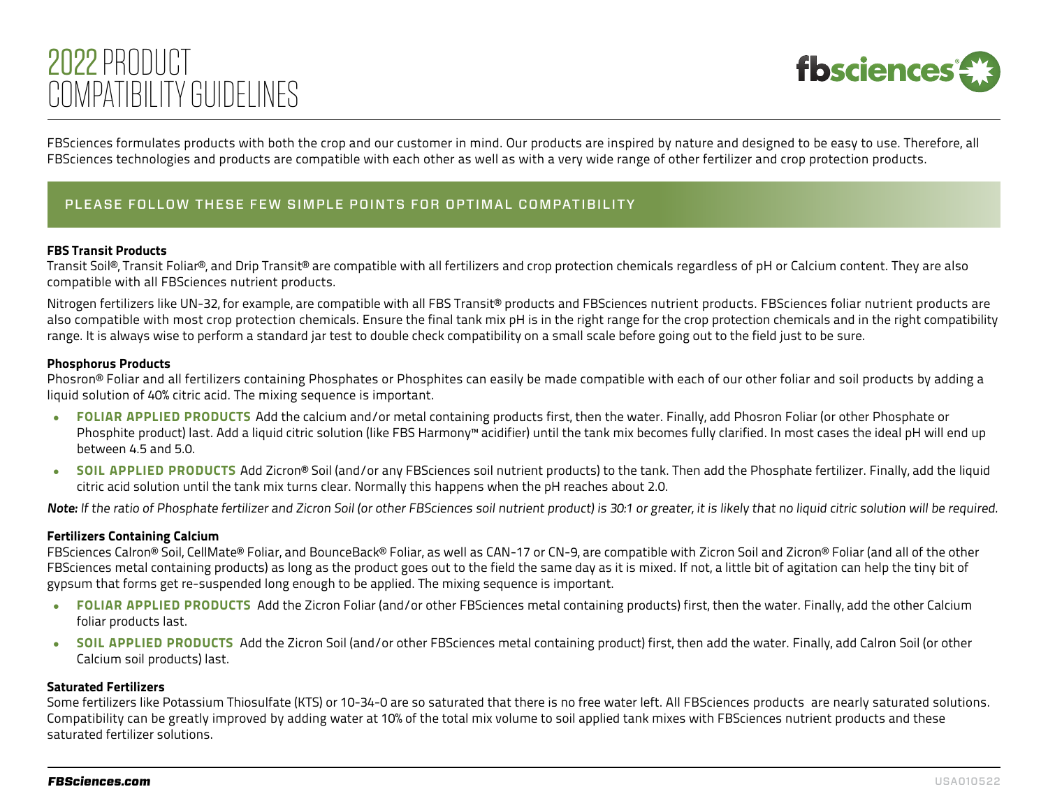# 2022 PRODUCT COMPATIBILITY GUIDELINES

FBSciences formulates products with both the crop and our customer in mind. Our products are inspired by nature and designed to be easy to use. Therefore, all FBSciences technologies and products are compatible with each other as well as with a very wide range of other fertilizer and crop protection products.

## PLEASE FOLLOW THESE FEW SIMPLE POINTS FOR OPTIMAL COMPATIBILITY

### FBS Transit Products

Transit Soil®, Transit Foliar®, and Drip Transit® are compatible with all fertilizers and crop protection chemicals regardless of pH or Calcium content. They are also compatible with all FBSciences nutrient products.

Nitrogen fertilizers like UN-32, for example, are compatible with all FBS Transit® products and FBSciences nutrient products. FBSciences foliar nutrient products are also compatible with most crop protection chemicals. Ensure the final tank mix pH is in the right range for the crop protection chemicals and in the right compatibility range. It is always wise to perform a standard jar test to double check compatibility on a small scale before going out to the field just to be sure.

### Phosphorus Products

Phosron® Foliar and all fertilizers containing Phosphates or Phosphites can easily be made compatible with each of our other foliar and soil products by adding a liquid solution of 40% citric acid. The mixing sequence is important.

- **FOLIAR APPLIED PRODUCTS** Add the calcium and/or metal containing products first, then the water. Finally, add Phosron Foliar (or other Phosphate or Phosphite product) last. Add a liquid citric solution (like FBS Harmony™ acidifier) until the tank mix becomes fully clarified. In most cases the ideal pH will end up between 4.5 and 5.0.
- **SOIL APPLIED PRODUCTS** Add Zicron® Soil (and/or any FBSciences soil nutrient products) to the tank. Then add the Phosphate fertilizer. Finally, add the liquid citric acid solution until the tank mix turns clear. Normally this happens when the pH reaches about 2.0.

***Note:*** *If the ratio of Phosphate fertilizer and Zicron Soil (or other FBSciences soil nutrient product) is 30:1 or greater, it is likely that no liquid citric solution will be required.*

### Fertilizers Containing Calcium

FBSciences Calron® Soil, CellMate® Foliar, and BounceBack® Foliar, as well as CAN-17 or CN-9, are compatible with Zicron Soil and Zicron® Foliar (and all of the other FBSciences metal containing products) as long as the product goes out to the field the same day as it is mixed. If not, a little bit of agitation can help the tiny bit of gypsum that forms get re-suspended long enough to be applied. The mixing sequence is important.

- **FOLIAR APPLIED PRODUCTS** Add the Zicron Foliar (and/or other FBSciences metal containing products) first, then the water. Finally, add the other Calcium foliar products last.
- **SOIL APPLIED PRODUCTS** Add the Zicron Soil (and/or other FBSciences metal containing product) first, then add the water. Finally, add Calron Soil (or other Calcium soil products) last.

### Saturated Fertilizers

Some fertilizers like Potassium Thiosulfate (KTS) or 10-34-0 are so saturated that there is no free water left. All FBSciences products are nearly saturated solutions. Compatibility can be greatly improved by adding water at 10% of the total mix volume to soil applied tank mixes with FBSciences nutrient products and these saturated fertilizer solutions.